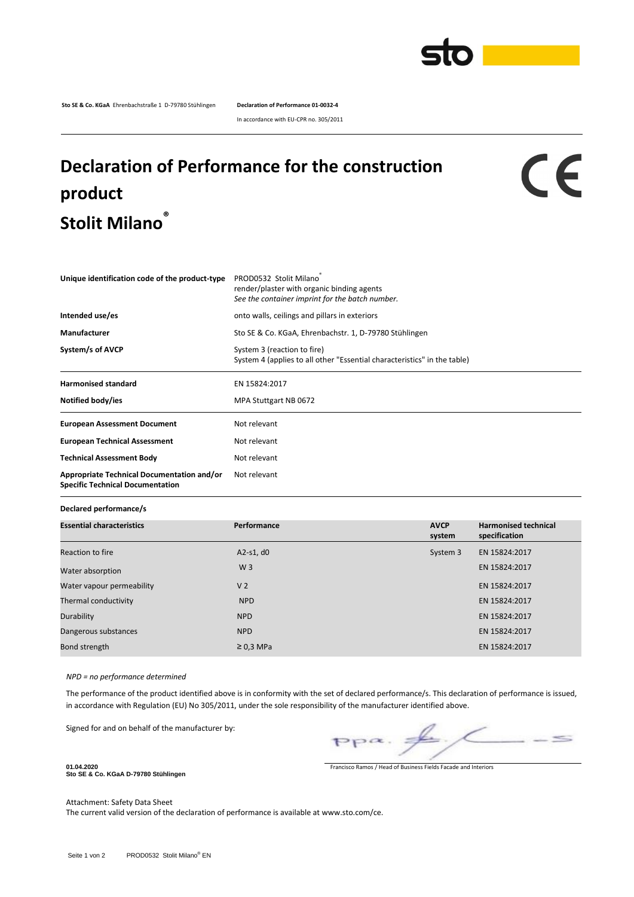**Sto SE & Co. KGaA** Ehrenbachstraße 1 D-79780 Stühlingen **Declaration of Performance 01-0032-4**

In accordance with EU-CPR no. 305/2011

# Declaration of Performance for the construction product Stolit Milano®

CE

| | |
|---|---|
| **Unique identification code of the product-type** | PROD0532 Stolit Milano® render/plaster with organic binding agents *See the container imprint for the batch number.* |
| **Intended use/es** | onto walls, ceilings and pillars in exteriors |
| **Manufacturer** | Sto SE & Co. KGaA, Ehrenbachstr. 1, D-79780 Stühlingen |
| **System/s of AVCP** | System 3 (reaction to fire) System 4 (applies to all other "Essential characteristics" in the table) |
| **Harmonised standard** | EN 15824:2017 |
| **Notified body/ies** | MPA Stuttgart NB 0672 |
| **European Assessment Document** | Not relevant |
| **European Technical Assessment** | Not relevant |
| **Technical Assessment Body** | Not relevant |
| **Appropriate Technical Documentation and/or Specific Technical Documentation** | Not relevant |

**Declared performance/s**

| Essential characteristics | Performance | AVCP system | Harmonised technical specification |
|---|---|---|---|
| Reaction to fire | A2-s1, d0 | System 3 | EN 15824:2017 |
| Water absorption | W 3 | | EN 15824:2017 |
| Water vapour permeability | V 2 | | EN 15824:2017 |
| Thermal conductivity | NPD | | EN 15824:2017 |
| Durability | NPD | | EN 15824:2017 |
| Dangerous substances | NPD | | EN 15824:2017 |
| Bond strength | ≥ 0,3 MPa | | EN 15824:2017 |

*NPD = no performance determined*

The performance of the product identified above is in conformity with the set of declared performance/s. This declaration of performance is issued, in accordance with Regulation (EU) No 305/2011, under the sole responsibility of the manufacturer identified above.

Signed for and on behalf of the manufacturer by:

ppa.

Francisco Ramos / Head of Business Fields Facade and Interiors

**01.04.2020**
**Sto SE & Co. KGaA D-79780 Stühlingen**

Attachment: Safety Data Sheet
The current valid version of the declaration of performance is available at www.sto.com/ce.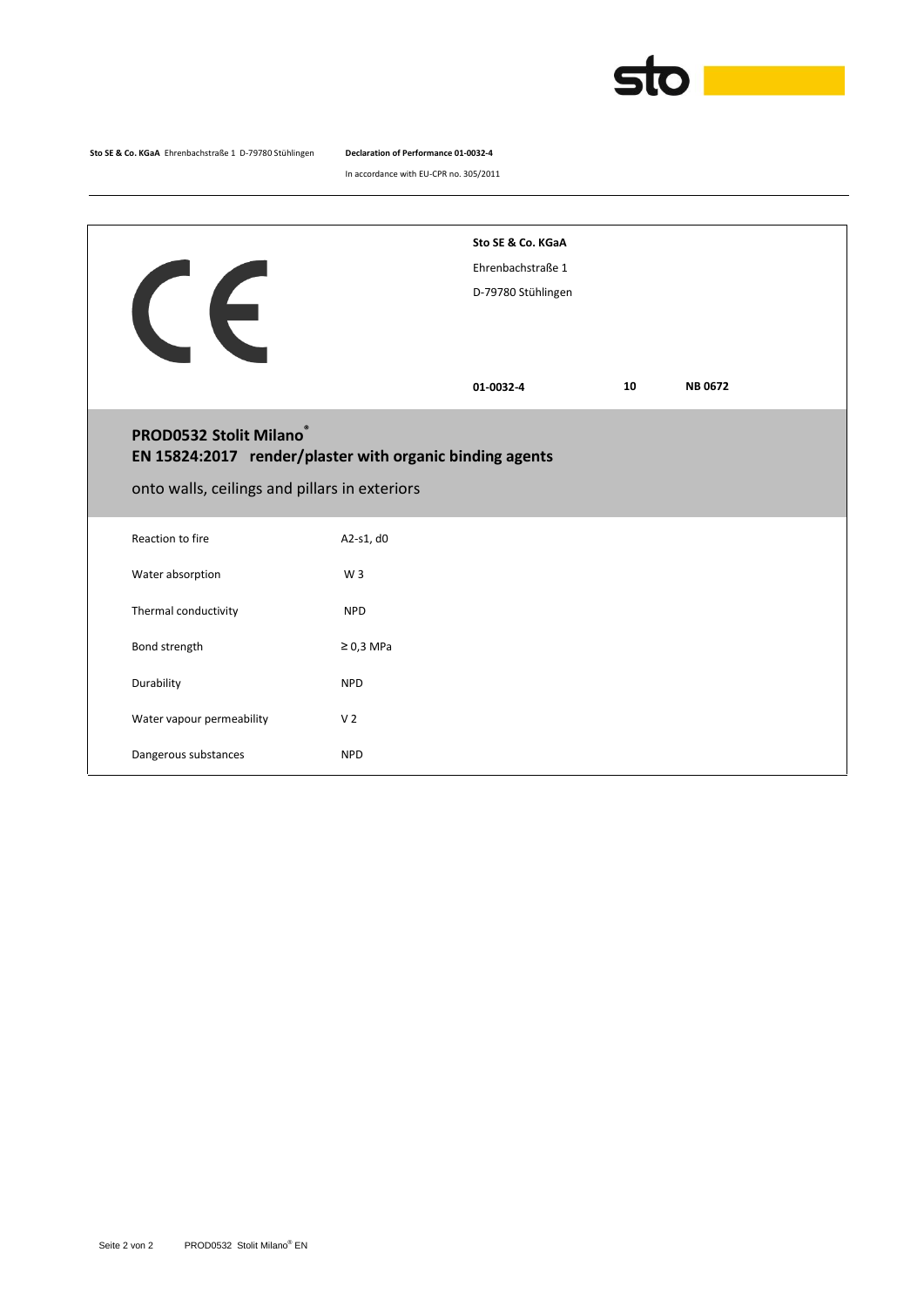**Sto SE & Co. KGaA** Ehrenbachstraße 1 D-79780 Stühlingen **Declaration of Performance 01-0032-4**

In accordance with EU-CPR no. 305/2011

CE

**Sto SE & Co. KGaA**

Ehrenbachstraße 1

D-79780 Stühlingen

**01-0032-4** **10** **NB 0672**

## PROD0532 Stolit Milano®

## EN 15824:2017 render/plaster with organic binding agents

onto walls, ceilings and pillars in exteriors

| | |
|---|---|
| Reaction to fire | A2-s1, d0 |
| Water absorption | W 3 |
| Thermal conductivity | NPD |
| Bond strength | ≥ 0,3 MPa |
| Durability | NPD |
| Water vapour permeability | V 2 |
| Dangerous substances | NPD |